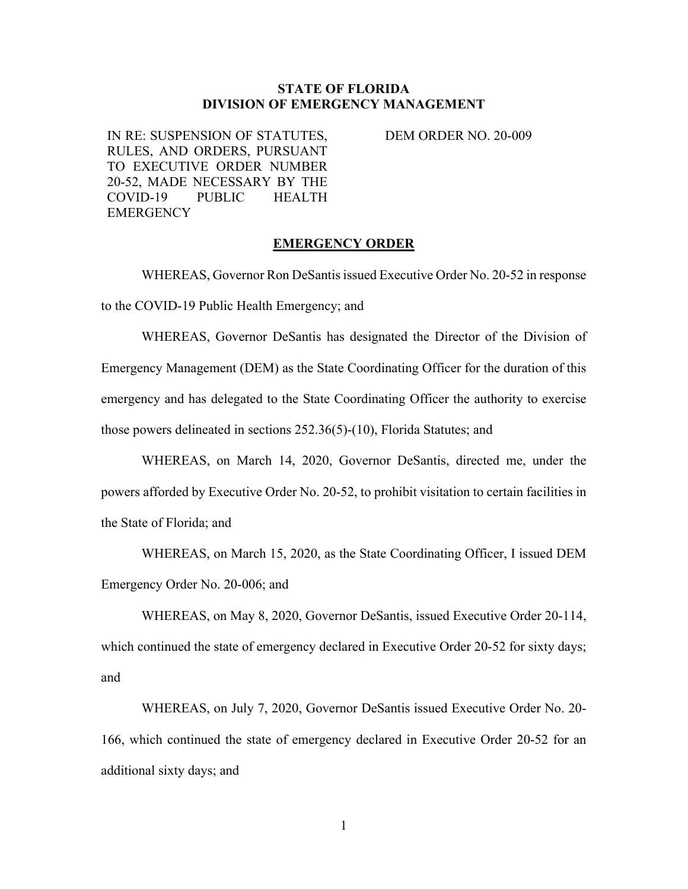**STATE OF FLORIDA**
**DIVISION OF EMERGENCY MANAGEMENT**

IN RE: SUSPENSION OF STATUTES, RULES, AND ORDERS, PURSUANT TO EXECUTIVE ORDER NUMBER 20-52, MADE NECESSARY BY THE COVID-19 PUBLIC HEALTH EMERGENCY

DEM ORDER NO. 20-009

**EMERGENCY ORDER**

WHEREAS, Governor Ron DeSantis issued Executive Order No. 20-52 in response to the COVID-19 Public Health Emergency; and

WHEREAS, Governor DeSantis has designated the Director of the Division of Emergency Management (DEM) as the State Coordinating Officer for the duration of this emergency and has delegated to the State Coordinating Officer the authority to exercise those powers delineated in sections 252.36(5)-(10), Florida Statutes; and

WHEREAS, on March 14, 2020, Governor DeSantis, directed me, under the powers afforded by Executive Order No. 20-52, to prohibit visitation to certain facilities in the State of Florida; and

WHEREAS, on March 15, 2020, as the State Coordinating Officer, I issued DEM Emergency Order No. 20-006; and

WHEREAS, on May 8, 2020, Governor DeSantis, issued Executive Order 20-114, which continued the state of emergency declared in Executive Order 20-52 for sixty days; and

WHEREAS, on July 7, 2020, Governor DeSantis issued Executive Order No. 20-166, which continued the state of emergency declared in Executive Order 20-52 for an additional sixty days; and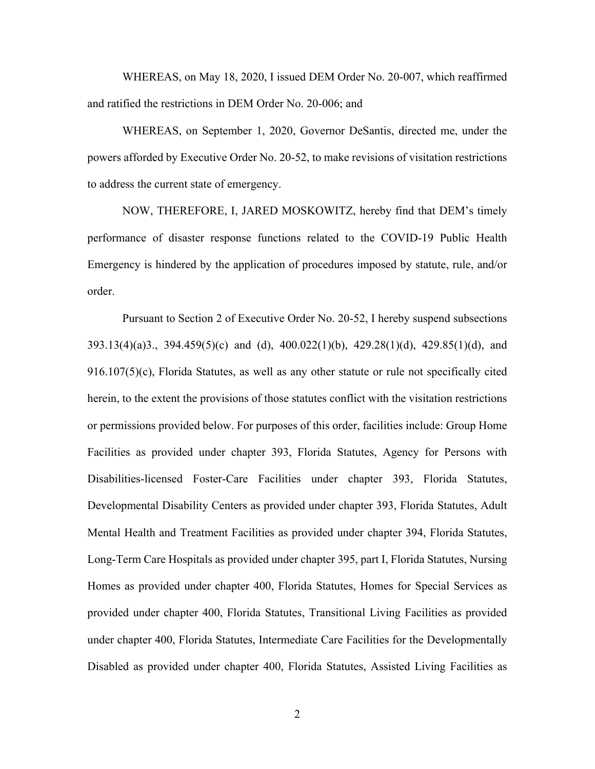WHEREAS, on May 18, 2020, I issued DEM Order No. 20-007, which reaffirmed and ratified the restrictions in DEM Order No. 20-006; and

WHEREAS, on September 1, 2020, Governor DeSantis, directed me, under the powers afforded by Executive Order No. 20-52, to make revisions of visitation restrictions to address the current state of emergency.

NOW, THEREFORE, I, JARED MOSKOWITZ, hereby find that DEM's timely performance of disaster response functions related to the COVID-19 Public Health Emergency is hindered by the application of procedures imposed by statute, rule, and/or order.

Pursuant to Section 2 of Executive Order No. 20-52, I hereby suspend subsections 393.13(4)(a)3., 394.459(5)(c) and (d), 400.022(1)(b), 429.28(1)(d), 429.85(1)(d), and 916.107(5)(c), Florida Statutes, as well as any other statute or rule not specifically cited herein, to the extent the provisions of those statutes conflict with the visitation restrictions or permissions provided below. For purposes of this order, facilities include: Group Home Facilities as provided under chapter 393, Florida Statutes, Agency for Persons with Disabilities-licensed Foster-Care Facilities under chapter 393, Florida Statutes, Developmental Disability Centers as provided under chapter 393, Florida Statutes, Adult Mental Health and Treatment Facilities as provided under chapter 394, Florida Statutes, Long-Term Care Hospitals as provided under chapter 395, part I, Florida Statutes, Nursing Homes as provided under chapter 400, Florida Statutes, Homes for Special Services as provided under chapter 400, Florida Statutes, Transitional Living Facilities as provided under chapter 400, Florida Statutes, Intermediate Care Facilities for the Developmentally Disabled as provided under chapter 400, Florida Statutes, Assisted Living Facilities as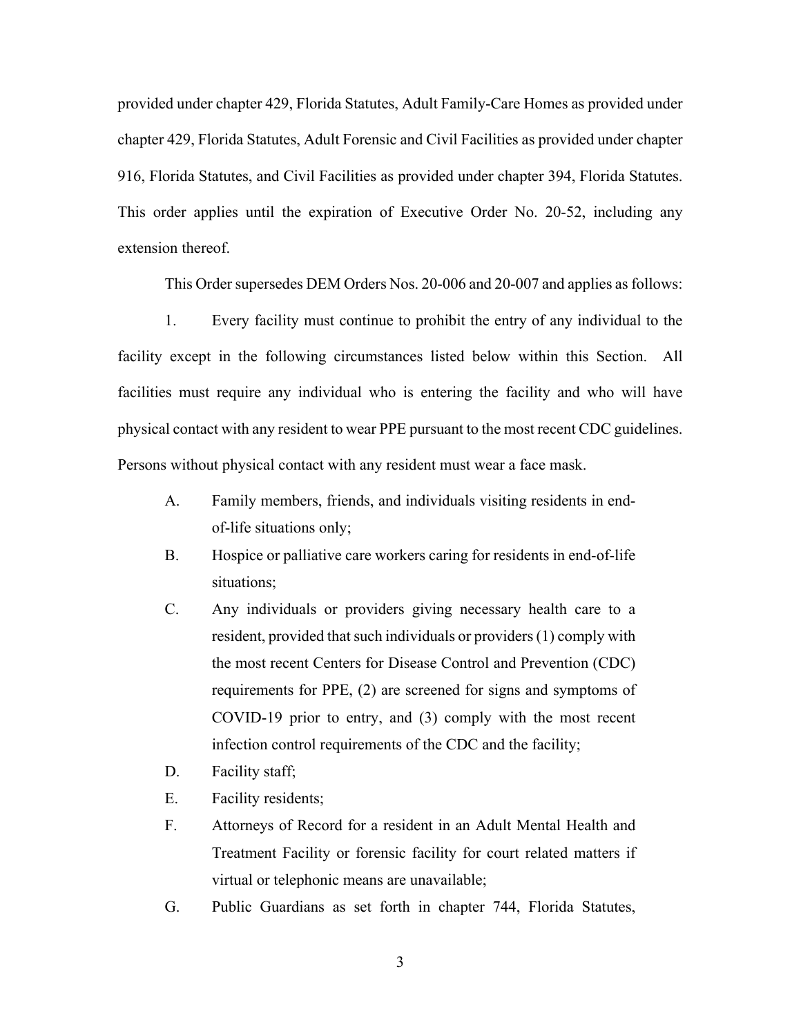provided under chapter 429, Florida Statutes, Adult Family-Care Homes as provided under chapter 429, Florida Statutes, Adult Forensic and Civil Facilities as provided under chapter 916, Florida Statutes, and Civil Facilities as provided under chapter 394, Florida Statutes. This order applies until the expiration of Executive Order No. 20-52, including any extension thereof.

This Order supersedes DEM Orders Nos. 20-006 and 20-007 and applies as follows:

1. Every facility must continue to prohibit the entry of any individual to the facility except in the following circumstances listed below within this Section. All facilities must require any individual who is entering the facility and who will have physical contact with any resident to wear PPE pursuant to the most recent CDC guidelines. Persons without physical contact with any resident must wear a face mask.

   A. Family members, friends, and individuals visiting residents in end-of-life situations only;

   B. Hospice or palliative care workers caring for residents in end-of-life situations;

   C. Any individuals or providers giving necessary health care to a resident, provided that such individuals or providers (1) comply with the most recent Centers for Disease Control and Prevention (CDC) requirements for PPE, (2) are screened for signs and symptoms of COVID-19 prior to entry, and (3) comply with the most recent infection control requirements of the CDC and the facility;

   D. Facility staff;

   E. Facility residents;

   F. Attorneys of Record for a resident in an Adult Mental Health and Treatment Facility or forensic facility for court related matters if virtual or telephonic means are unavailable;

   G. Public Guardians as set forth in chapter 744, Florida Statutes,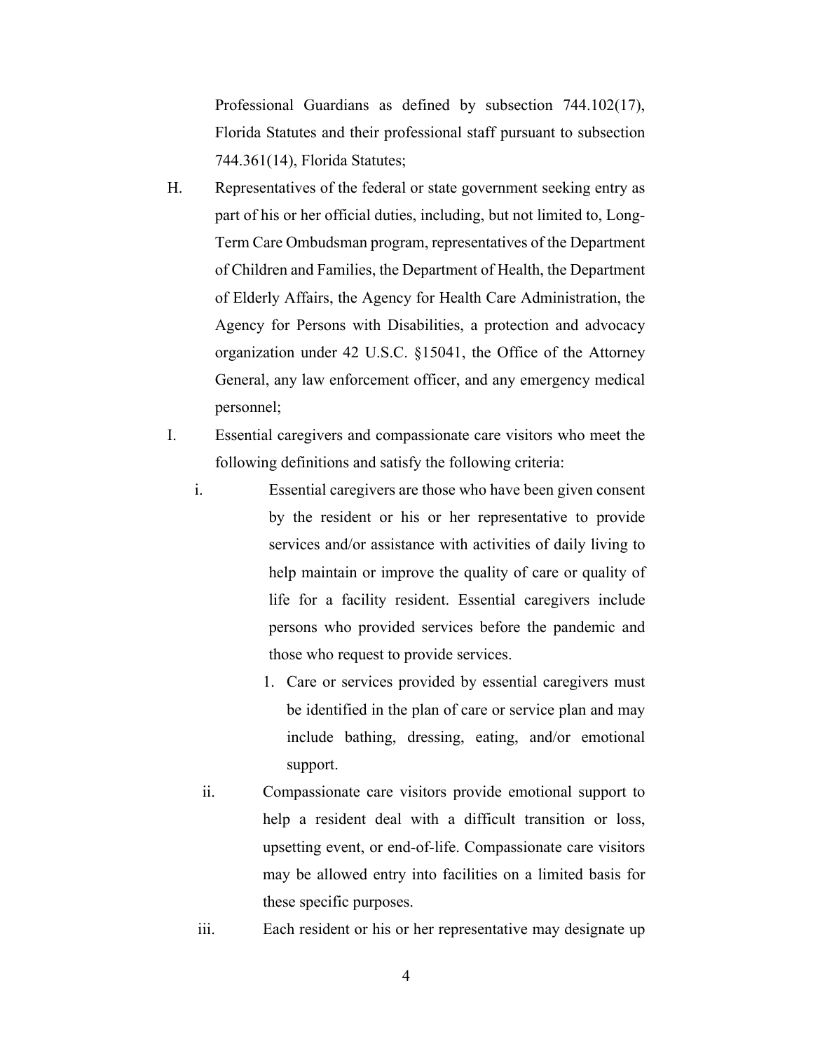Professional Guardians as defined by subsection 744.102(17), Florida Statutes and their professional staff pursuant to subsection 744.361(14), Florida Statutes;

H. Representatives of the federal or state government seeking entry as part of his or her official duties, including, but not limited to, Long-Term Care Ombudsman program, representatives of the Department of Children and Families, the Department of Health, the Department of Elderly Affairs, the Agency for Health Care Administration, the Agency for Persons with Disabilities, a protection and advocacy organization under 42 U.S.C. §15041, the Office of the Attorney General, any law enforcement officer, and any emergency medical personnel;

I. Essential caregivers and compassionate care visitors who meet the following definitions and satisfy the following criteria:

   i. Essential caregivers are those who have been given consent by the resident or his or her representative to provide services and/or assistance with activities of daily living to help maintain or improve the quality of care or quality of life for a facility resident. Essential caregivers include persons who provided services before the pandemic and those who request to provide services.

      1. Care or services provided by essential caregivers must be identified in the plan of care or service plan and may include bathing, dressing, eating, and/or emotional support.

   ii. Compassionate care visitors provide emotional support to help a resident deal with a difficult transition or loss, upsetting event, or end-of-life. Compassionate care visitors may be allowed entry into facilities on a limited basis for these specific purposes.

   iii. Each resident or his or her representative may designate up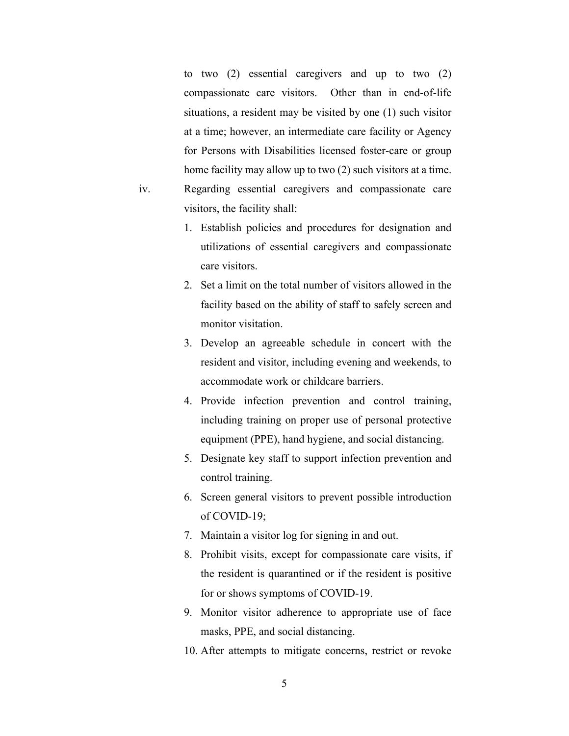to two (2) essential caregivers and up to two (2) compassionate care visitors. Other than in end-of-life situations, a resident may be visited by one (1) such visitor at a time; however, an intermediate care facility or Agency for Persons with Disabilities licensed foster-care or group home facility may allow up to two (2) such visitors at a time.

iv. Regarding essential caregivers and compassionate care visitors, the facility shall:

1. Establish policies and procedures for designation and utilizations of essential caregivers and compassionate care visitors.
2. Set a limit on the total number of visitors allowed in the facility based on the ability of staff to safely screen and monitor visitation.
3. Develop an agreeable schedule in concert with the resident and visitor, including evening and weekends, to accommodate work or childcare barriers.
4. Provide infection prevention and control training, including training on proper use of personal protective equipment (PPE), hand hygiene, and social distancing.
5. Designate key staff to support infection prevention and control training.
6. Screen general visitors to prevent possible introduction of COVID-19;
7. Maintain a visitor log for signing in and out.
8. Prohibit visits, except for compassionate care visits, if the resident is quarantined or if the resident is positive for or shows symptoms of COVID-19.
9. Monitor visitor adherence to appropriate use of face masks, PPE, and social distancing.
10. After attempts to mitigate concerns, restrict or revoke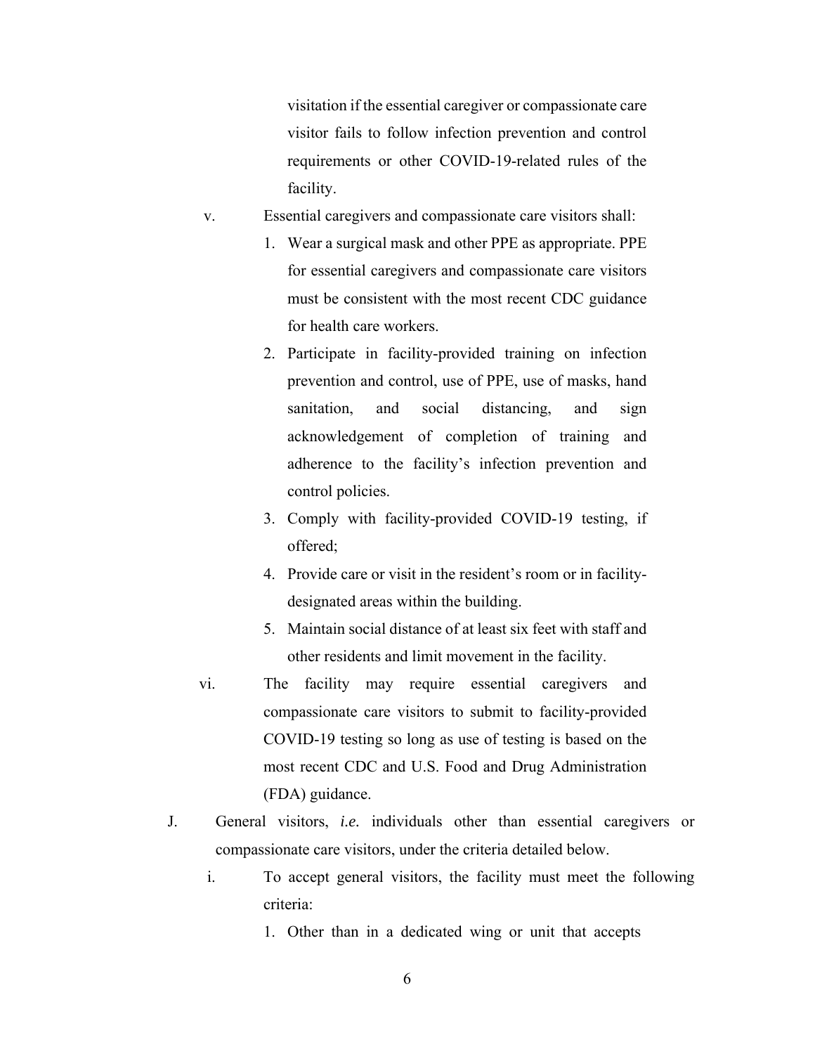visitation if the essential caregiver or compassionate care visitor fails to follow infection prevention and control requirements or other COVID-19-related rules of the facility.

v. Essential caregivers and compassionate care visitors shall:

1. Wear a surgical mask and other PPE as appropriate. PPE for essential caregivers and compassionate care visitors must be consistent with the most recent CDC guidance for health care workers.
2. Participate in facility-provided training on infection prevention and control, use of PPE, use of masks, hand sanitation, and social distancing, and sign acknowledgement of completion of training and adherence to the facility's infection prevention and control policies.
3. Comply with facility-provided COVID-19 testing, if offered;
4. Provide care or visit in the resident's room or in facility-designated areas within the building.
5. Maintain social distance of at least six feet with staff and other residents and limit movement in the facility.

vi. The facility may require essential caregivers and compassionate care visitors to submit to facility-provided COVID-19 testing so long as use of testing is based on the most recent CDC and U.S. Food and Drug Administration (FDA) guidance.

J. General visitors, *i.e.* individuals other than essential caregivers or compassionate care visitors, under the criteria detailed below.

i. To accept general visitors, the facility must meet the following criteria:

1. Other than in a dedicated wing or unit that accepts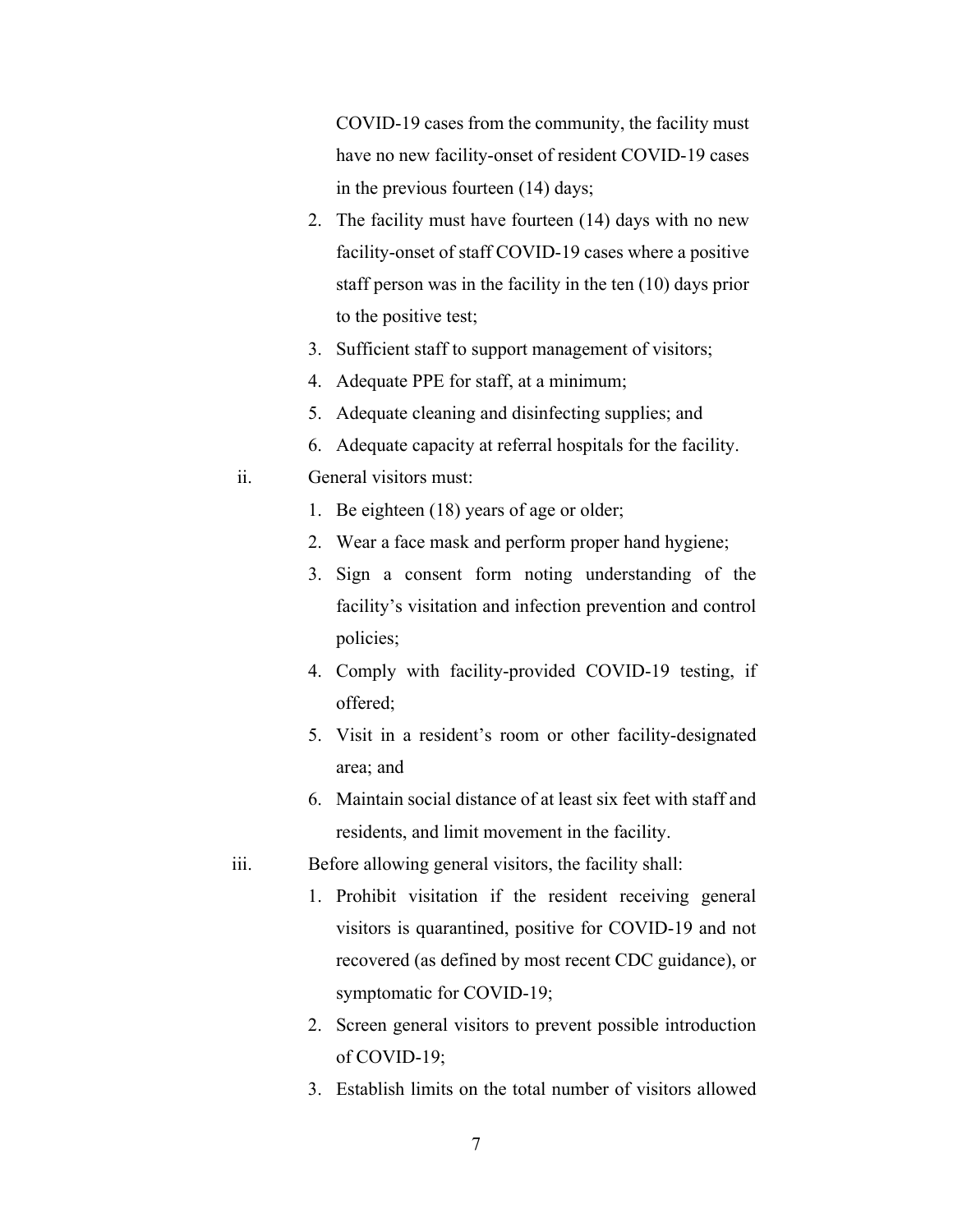COVID-19 cases from the community, the facility must have no new facility-onset of resident COVID-19 cases in the previous fourteen (14) days;

2. The facility must have fourteen (14) days with no new facility-onset of staff COVID-19 cases where a positive staff person was in the facility in the ten (10) days prior to the positive test;
3. Sufficient staff to support management of visitors;
4. Adequate PPE for staff, at a minimum;
5. Adequate cleaning and disinfecting supplies; and
6. Adequate capacity at referral hospitals for the facility.

ii. General visitors must:

1. Be eighteen (18) years of age or older;
2. Wear a face mask and perform proper hand hygiene;
3. Sign a consent form noting understanding of the facility's visitation and infection prevention and control policies;
4. Comply with facility-provided COVID-19 testing, if offered;
5. Visit in a resident's room or other facility-designated area; and
6. Maintain social distance of at least six feet with staff and residents, and limit movement in the facility.

iii. Before allowing general visitors, the facility shall:

1. Prohibit visitation if the resident receiving general visitors is quarantined, positive for COVID-19 and not recovered (as defined by most recent CDC guidance), or symptomatic for COVID-19;
2. Screen general visitors to prevent possible introduction of COVID-19;
3. Establish limits on the total number of visitors allowed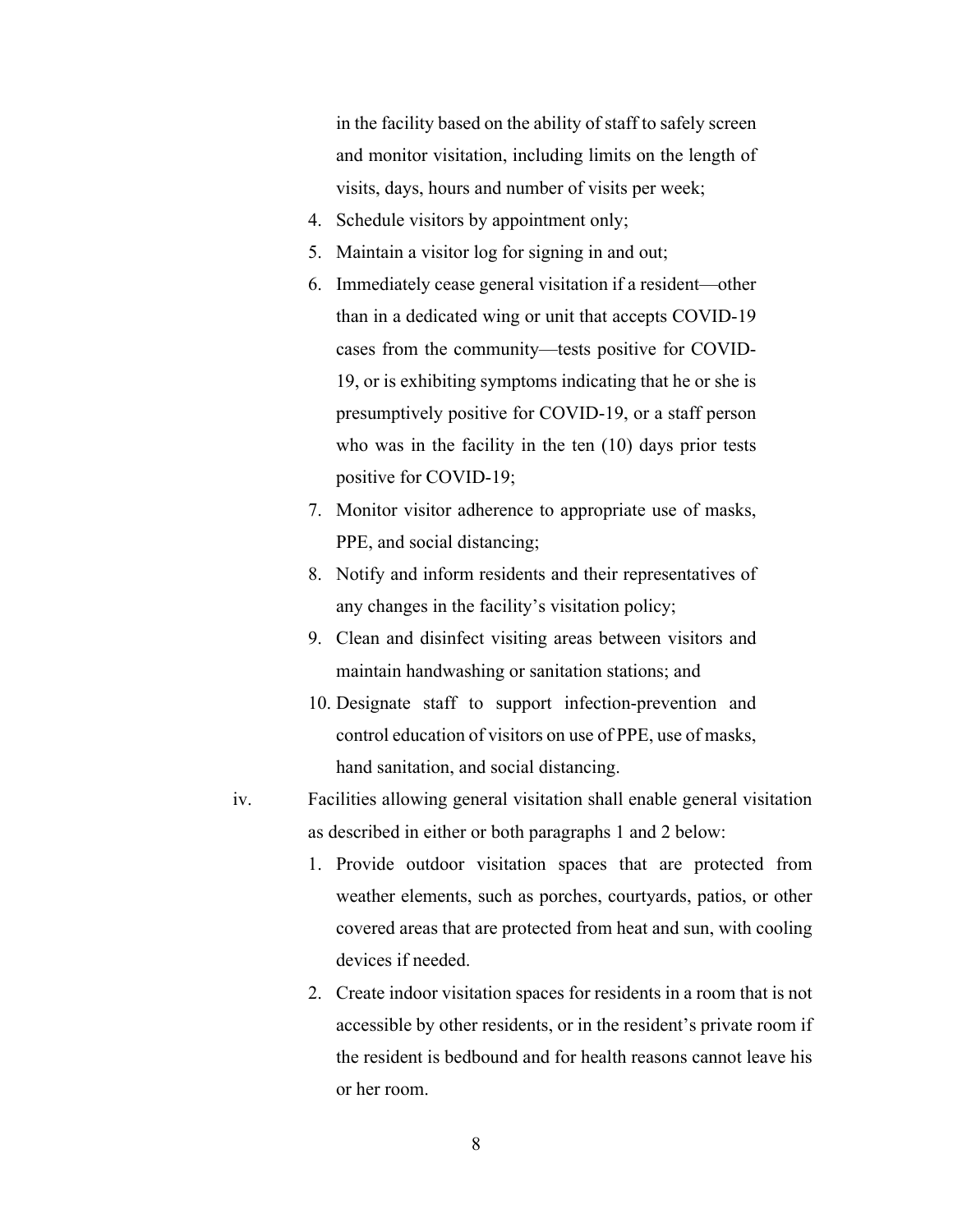in the facility based on the ability of staff to safely screen and monitor visitation, including limits on the length of visits, days, hours and number of visits per week;

4. Schedule visitors by appointment only;
5. Maintain a visitor log for signing in and out;
6. Immediately cease general visitation if a resident—other than in a dedicated wing or unit that accepts COVID-19 cases from the community—tests positive for COVID-19, or is exhibiting symptoms indicating that he or she is presumptively positive for COVID-19, or a staff person who was in the facility in the ten (10) days prior tests positive for COVID-19;
7. Monitor visitor adherence to appropriate use of masks, PPE, and social distancing;
8. Notify and inform residents and their representatives of any changes in the facility's visitation policy;
9. Clean and disinfect visiting areas between visitors and maintain handwashing or sanitation stations; and
10. Designate staff to support infection-prevention and control education of visitors on use of PPE, use of masks, hand sanitation, and social distancing.

iv. Facilities allowing general visitation shall enable general visitation as described in either or both paragraphs 1 and 2 below:

1. Provide outdoor visitation spaces that are protected from weather elements, such as porches, courtyards, patios, or other covered areas that are protected from heat and sun, with cooling devices if needed.
2. Create indoor visitation spaces for residents in a room that is not accessible by other residents, or in the resident's private room if the resident is bedbound and for health reasons cannot leave his or her room.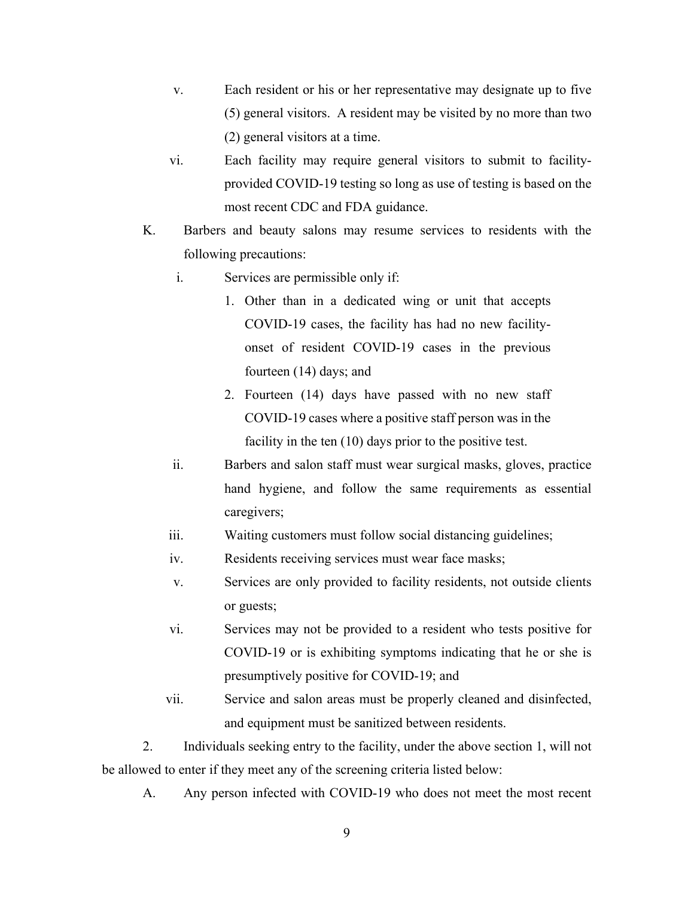v. Each resident or his or her representative may designate up to five (5) general visitors. A resident may be visited by no more than two (2) general visitors at a time.

vi. Each facility may require general visitors to submit to facility-provided COVID-19 testing so long as use of testing is based on the most recent CDC and FDA guidance.

K. Barbers and beauty salons may resume services to residents with the following precautions:

i. Services are permissible only if:

1. Other than in a dedicated wing or unit that accepts COVID-19 cases, the facility has had no new facility-onset of resident COVID-19 cases in the previous fourteen (14) days; and
2. Fourteen (14) days have passed with no new staff COVID-19 cases where a positive staff person was in the facility in the ten (10) days prior to the positive test.

ii. Barbers and salon staff must wear surgical masks, gloves, practice hand hygiene, and follow the same requirements as essential caregivers;

iii. Waiting customers must follow social distancing guidelines;

iv. Residents receiving services must wear face masks;

v. Services are only provided to facility residents, not outside clients or guests;

vi. Services may not be provided to a resident who tests positive for COVID-19 or is exhibiting symptoms indicating that he or she is presumptively positive for COVID-19; and

vii. Service and salon areas must be properly cleaned and disinfected, and equipment must be sanitized between residents.

2. Individuals seeking entry to the facility, under the above section 1, will not be allowed to enter if they meet any of the screening criteria listed below:

A. Any person infected with COVID-19 who does not meet the most recent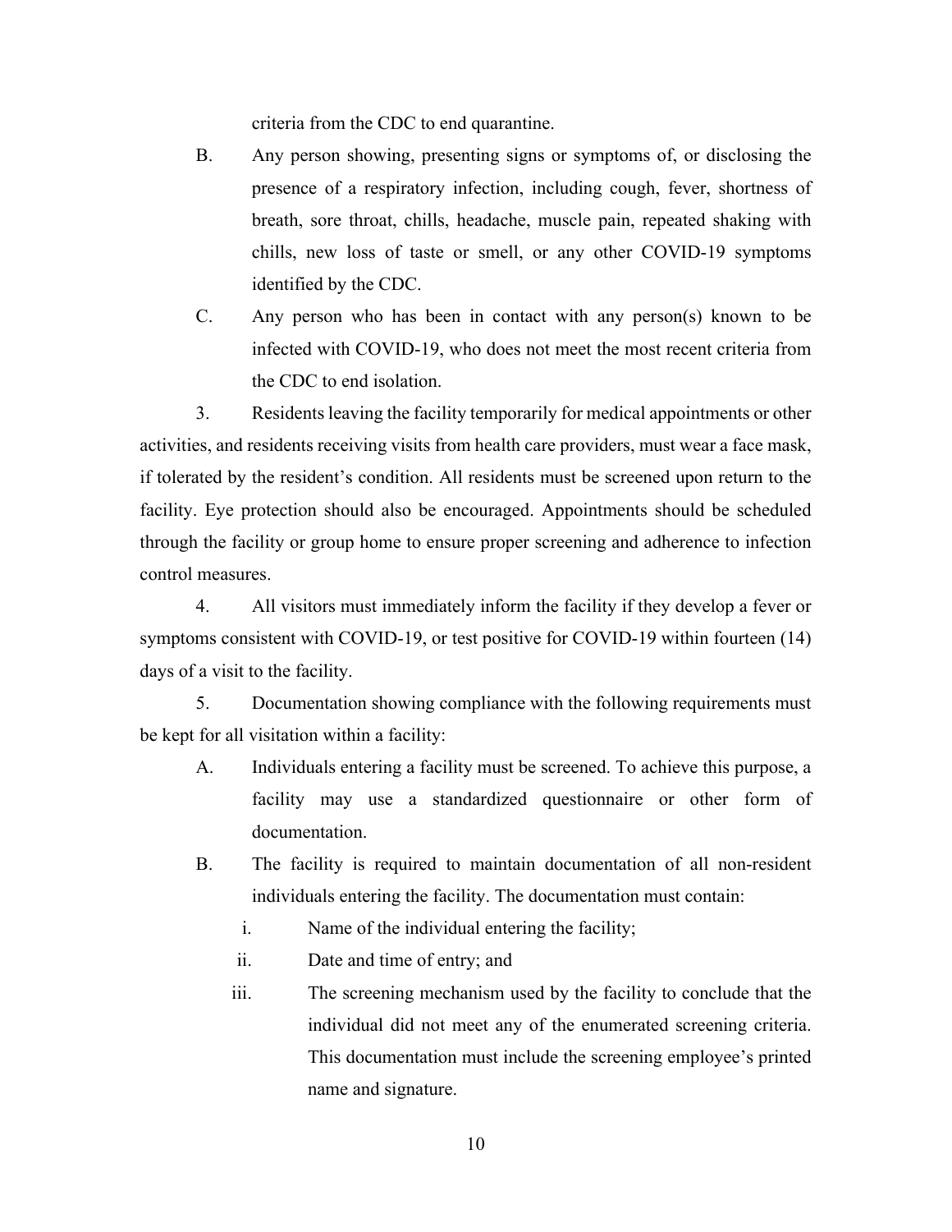criteria from the CDC to end quarantine.

B. Any person showing, presenting signs or symptoms of, or disclosing the presence of a respiratory infection, including cough, fever, shortness of breath, sore throat, chills, headache, muscle pain, repeated shaking with chills, new loss of taste or smell, or any other COVID-19 symptoms identified by the CDC.

C. Any person who has been in contact with any person(s) known to be infected with COVID-19, who does not meet the most recent criteria from the CDC to end isolation.

3. Residents leaving the facility temporarily for medical appointments or other activities, and residents receiving visits from health care providers, must wear a face mask, if tolerated by the resident's condition. All residents must be screened upon return to the facility. Eye protection should also be encouraged. Appointments should be scheduled through the facility or group home to ensure proper screening and adherence to infection control measures.

4. All visitors must immediately inform the facility if they develop a fever or symptoms consistent with COVID-19, or test positive for COVID-19 within fourteen (14) days of a visit to the facility.

5. Documentation showing compliance with the following requirements must be kept for all visitation within a facility:

A. Individuals entering a facility must be screened. To achieve this purpose, a facility may use a standardized questionnaire or other form of documentation.

B. The facility is required to maintain documentation of all non-resident individuals entering the facility. The documentation must contain:

i. Name of the individual entering the facility;

ii. Date and time of entry; and

iii. The screening mechanism used by the facility to conclude that the individual did not meet any of the enumerated screening criteria. This documentation must include the screening employee's printed name and signature.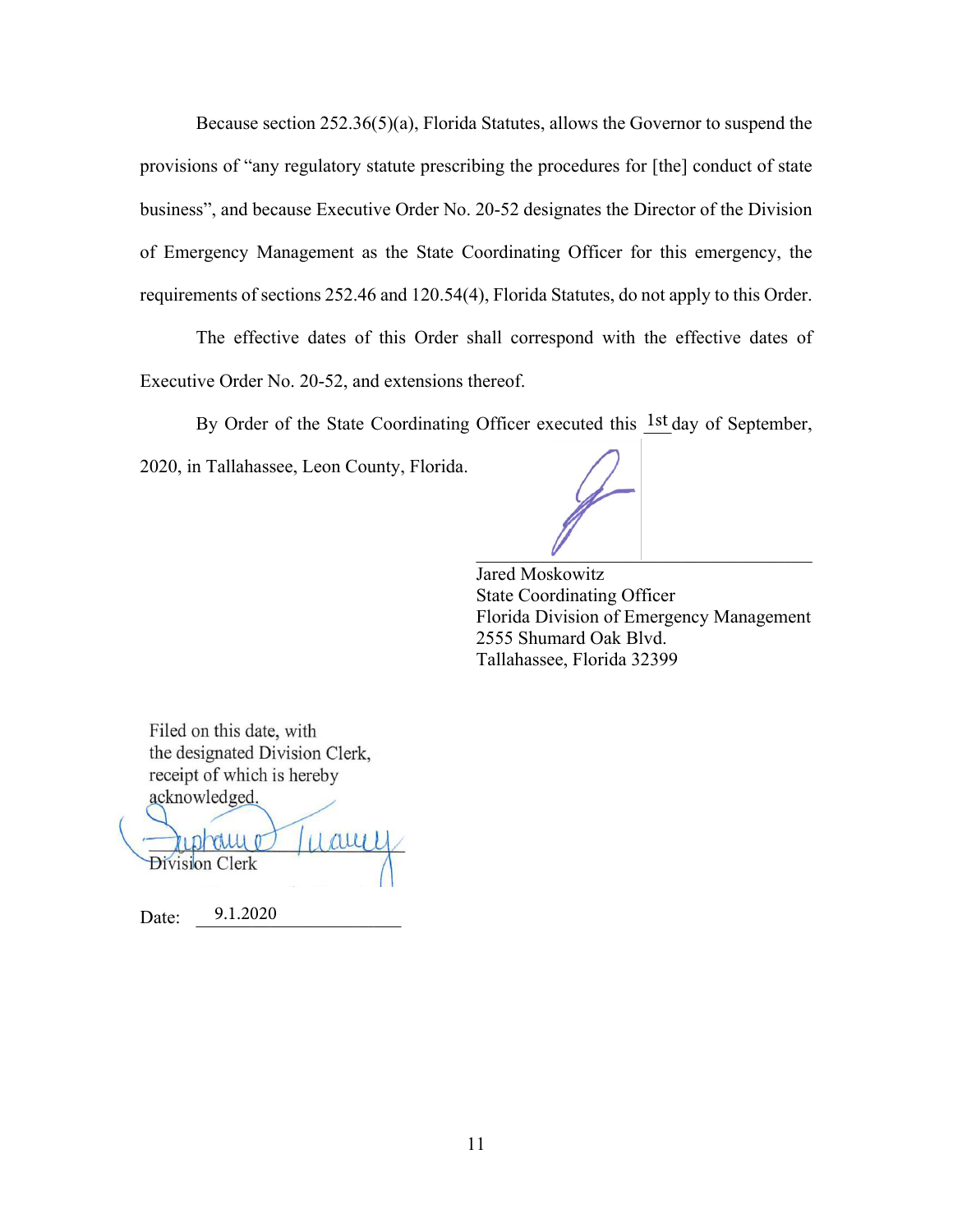Because section 252.36(5)(a), Florida Statutes, allows the Governor to suspend the provisions of "any regulatory statute prescribing the procedures for [the] conduct of state business", and because Executive Order No. 20-52 designates the Director of the Division of Emergency Management as the State Coordinating Officer for this emergency, the requirements of sections 252.46 and 120.54(4), Florida Statutes, do not apply to this Order.

The effective dates of this Order shall correspond with the effective dates of Executive Order No. 20-52, and extensions thereof.

By Order of the State Coordinating Officer executed this 1st day of September, 2020, in Tallahassee, Leon County, Florida.

Jared Moskowitz
State Coordinating Officer
Florida Division of Emergency Management
2555 Shumard Oak Blvd.
Tallahassee, Florida 32399

Filed on this date, with the designated Division Clerk, receipt of which is hereby acknowledged.

Division Clerk

Date: 9.1.2020